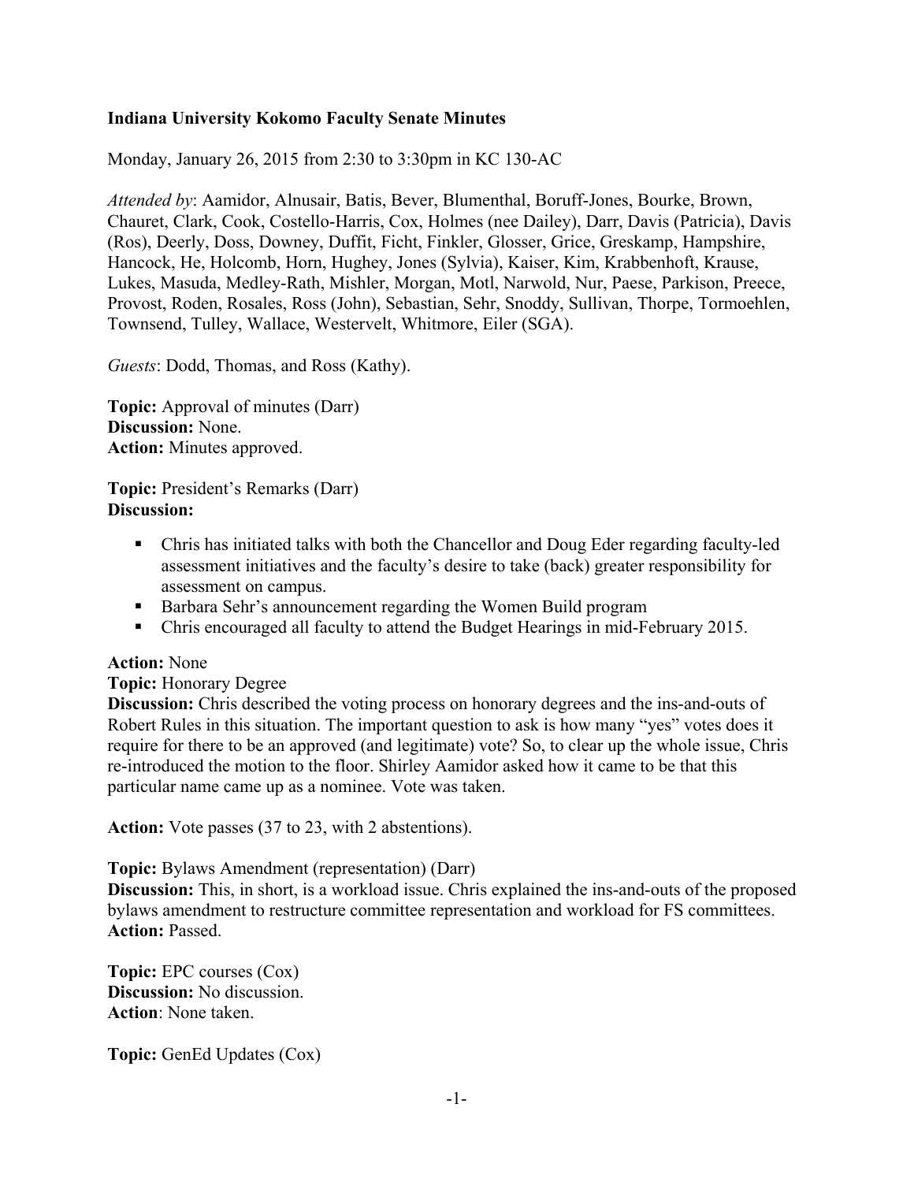**Indiana University Kokomo Faculty Senate Minutes**

Monday, January 26, 2015 from 2:30 to 3:30pm in KC 130-AC

*Attended by*: Aamidor, Alnusair, Batis, Bever, Blumenthal, Boruff-Jones, Bourke, Brown, Chauret, Clark, Cook, Costello-Harris, Cox, Holmes (nee Dailey), Darr, Davis (Patricia), Davis (Ros), Deerly, Doss, Downey, Duffit, Ficht, Finkler, Glosser, Grice, Greskamp, Hampshire, Hancock, He, Holcomb, Horn, Hughey, Jones (Sylvia), Kaiser, Kim, Krabbenhoft, Krause, Lukes, Masuda, Medley-Rath, Mishler, Morgan, Motl, Narwold, Nur, Paese, Parkison, Preece, Provost, Roden, Rosales, Ross (John), Sebastian, Sehr, Snoddy, Sullivan, Thorpe, Tormoehlen, Townsend, Tulley, Wallace, Westervelt, Whitmore, Eiler (SGA).

*Guests*: Dodd, Thomas, and Ross (Kathy).

**Topic:** Approval of minutes (Darr)
**Discussion:** None.
**Action:** Minutes approved.

**Topic:** President's Remarks (Darr)
**Discussion:**

- Chris has initiated talks with both the Chancellor and Doug Eder regarding faculty-led assessment initiatives and the faculty's desire to take (back) greater responsibility for assessment on campus.
- Barbara Sehr's announcement regarding the Women Build program
- Chris encouraged all faculty to attend the Budget Hearings in mid-February 2015.

**Action:** None
**Topic:** Honorary Degree
**Discussion:** Chris described the voting process on honorary degrees and the ins-and-outs of Robert Rules in this situation. The important question to ask is how many "yes" votes does it require for there to be an approved (and legitimate) vote? So, to clear up the whole issue, Chris re-introduced the motion to the floor. Shirley Aamidor asked how it came to be that this particular name came up as a nominee. Vote was taken.

**Action:** Vote passes (37 to 23, with 2 abstentions).

**Topic:** Bylaws Amendment (representation) (Darr)
**Discussion:** This, in short, is a workload issue. Chris explained the ins-and-outs of the proposed bylaws amendment to restructure committee representation and workload for FS committees.
**Action:** Passed.

**Topic:** EPC courses (Cox)
**Discussion:** No discussion.
**Action**: None taken.

**Topic:** GenEd Updates (Cox)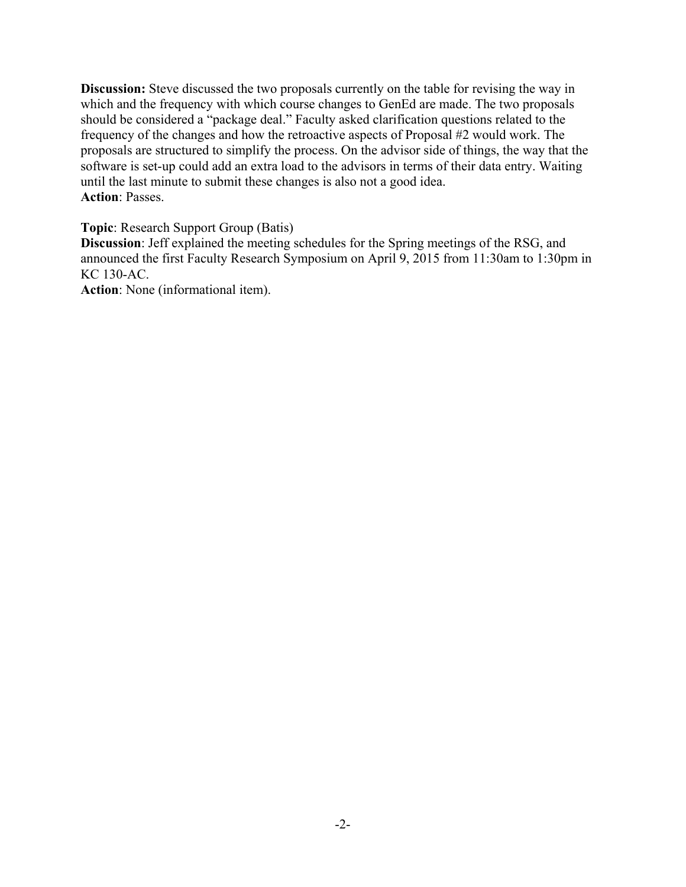**Discussion:** Steve discussed the two proposals currently on the table for revising the way in which and the frequency with which course changes to GenEd are made. The two proposals should be considered a "package deal." Faculty asked clarification questions related to the frequency of the changes and how the retroactive aspects of Proposal #2 would work. The proposals are structured to simplify the process. On the advisor side of things, the way that the software is set-up could add an extra load to the advisors in terms of their data entry. Waiting until the last minute to submit these changes is also not a good idea.
**Action**: Passes.

**Topic**: Research Support Group (Batis)
**Discussion**: Jeff explained the meeting schedules for the Spring meetings of the RSG, and announced the first Faculty Research Symposium on April 9, 2015 from 11:30am to 1:30pm in KC 130-AC.
**Action**: None (informational item).